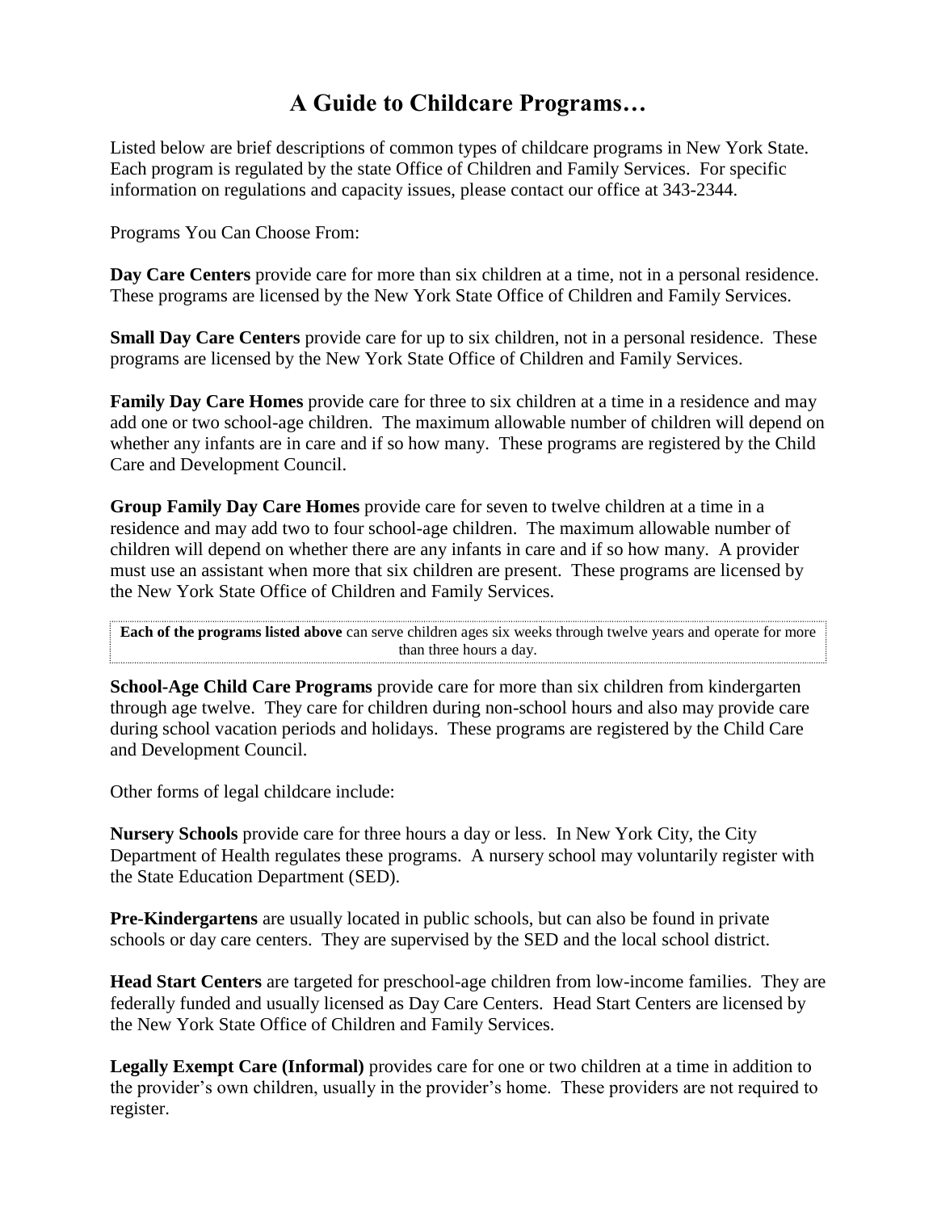# A Guide to Childcare Programs…

Listed below are brief descriptions of common types of childcare programs in New York State. Each program is regulated by the state Office of Children and Family Services. For specific information on regulations and capacity issues, please contact our office at 343-2344.

Programs You Can Choose From:

**Day Care Centers** provide care for more than six children at a time, not in a personal residence. These programs are licensed by the New York State Office of Children and Family Services.

**Small Day Care Centers** provide care for up to six children, not in a personal residence. These programs are licensed by the New York State Office of Children and Family Services.

**Family Day Care Homes** provide care for three to six children at a time in a residence and may add one or two school-age children. The maximum allowable number of children will depend on whether any infants are in care and if so how many. These programs are registered by the Child Care and Development Council.

**Group Family Day Care Homes** provide care for seven to twelve children at a time in a residence and may add two to four school-age children. The maximum allowable number of children will depend on whether there are any infants in care and if so how many. A provider must use an assistant when more that six children are present. These programs are licensed by the New York State Office of Children and Family Services.

**Each of the programs listed above** can serve children ages six weeks through twelve years and operate for more than three hours a day.

**School-Age Child Care Programs** provide care for more than six children from kindergarten through age twelve. They care for children during non-school hours and also may provide care during school vacation periods and holidays. These programs are registered by the Child Care and Development Council.

Other forms of legal childcare include:

**Nursery Schools** provide care for three hours a day or less. In New York City, the City Department of Health regulates these programs. A nursery school may voluntarily register with the State Education Department (SED).

**Pre-Kindergartens** are usually located in public schools, but can also be found in private schools or day care centers. They are supervised by the SED and the local school district.

**Head Start Centers** are targeted for preschool-age children from low-income families. They are federally funded and usually licensed as Day Care Centers. Head Start Centers are licensed by the New York State Office of Children and Family Services.

**Legally Exempt Care (Informal)** provides care for one or two children at a time in addition to the provider's own children, usually in the provider's home. These providers are not required to register.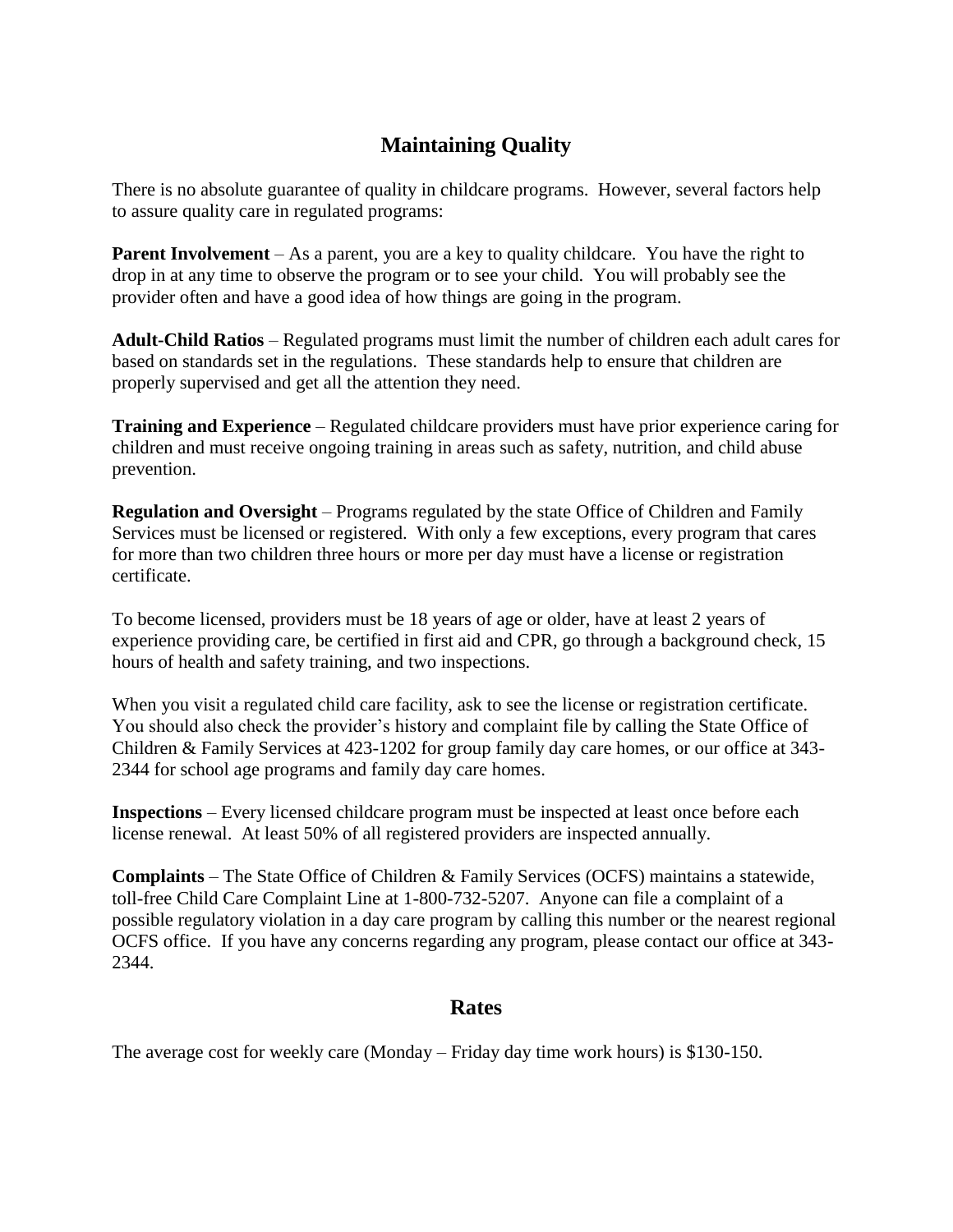## Maintaining Quality

There is no absolute guarantee of quality in childcare programs. However, several factors help to assure quality care in regulated programs:

**Parent Involvement** – As a parent, you are a key to quality childcare. You have the right to drop in at any time to observe the program or to see your child. You will probably see the provider often and have a good idea of how things are going in the program.

**Adult-Child Ratios** – Regulated programs must limit the number of children each adult cares for based on standards set in the regulations. These standards help to ensure that children are properly supervised and get all the attention they need.

**Training and Experience** – Regulated childcare providers must have prior experience caring for children and must receive ongoing training in areas such as safety, nutrition, and child abuse prevention.

**Regulation and Oversight** – Programs regulated by the state Office of Children and Family Services must be licensed or registered. With only a few exceptions, every program that cares for more than two children three hours or more per day must have a license or registration certificate.

To become licensed, providers must be 18 years of age or older, have at least 2 years of experience providing care, be certified in first aid and CPR, go through a background check, 15 hours of health and safety training, and two inspections.

When you visit a regulated child care facility, ask to see the license or registration certificate. You should also check the provider's history and complaint file by calling the State Office of Children & Family Services at 423-1202 for group family day care homes, or our office at 343-2344 for school age programs and family day care homes.

**Inspections** – Every licensed childcare program must be inspected at least once before each license renewal. At least 50% of all registered providers are inspected annually.

**Complaints** – The State Office of Children & Family Services (OCFS) maintains a statewide, toll-free Child Care Complaint Line at 1-800-732-5207. Anyone can file a complaint of a possible regulatory violation in a day care program by calling this number or the nearest regional OCFS office. If you have any concerns regarding any program, please contact our office at 343-2344.

## Rates

The average cost for weekly care (Monday – Friday day time work hours) is $130-150.